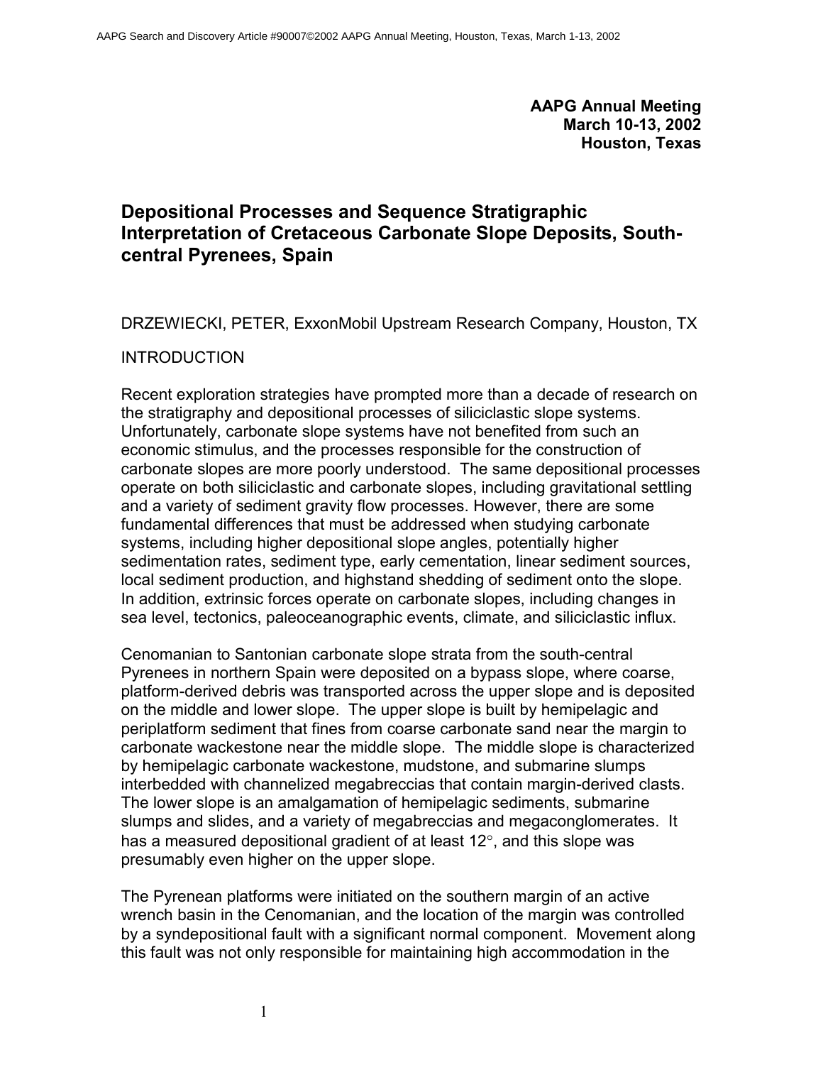**AAPG Annual Meeting**
**March 10-13, 2002**
**Houston, Texas**

# Depositional Processes and Sequence Stratigraphic Interpretation of Cretaceous Carbonate Slope Deposits, South-central Pyrenees, Spain

DRZEWIECKI, PETER, ExxonMobil Upstream Research Company, Houston, TX

## INTRODUCTION

Recent exploration strategies have prompted more than a decade of research on the stratigraphy and depositional processes of siliciclastic slope systems. Unfortunately, carbonate slope systems have not benefited from such an economic stimulus, and the processes responsible for the construction of carbonate slopes are more poorly understood. The same depositional processes operate on both siliciclastic and carbonate slopes, including gravitational settling and a variety of sediment gravity flow processes. However, there are some fundamental differences that must be addressed when studying carbonate systems, including higher depositional slope angles, potentially higher sedimentation rates, sediment type, early cementation, linear sediment sources, local sediment production, and highstand shedding of sediment onto the slope. In addition, extrinsic forces operate on carbonate slopes, including changes in sea level, tectonics, paleoceanographic events, climate, and siliciclastic influx.

Cenomanian to Santonian carbonate slope strata from the south-central Pyrenees in northern Spain were deposited on a bypass slope, where coarse, platform-derived debris was transported across the upper slope and is deposited on the middle and lower slope. The upper slope is built by hemipelagic and periplatform sediment that fines from coarse carbonate sand near the margin to carbonate wackestone near the middle slope. The middle slope is characterized by hemipelagic carbonate wackestone, mudstone, and submarine slumps interbedded with channelized megabreccias that contain margin-derived clasts. The lower slope is an amalgamation of hemipelagic sediments, submarine slumps and slides, and a variety of megabreccias and megaconglomerates. It has a measured depositional gradient of at least 12°, and this slope was presumably even higher on the upper slope.

The Pyrenean platforms were initiated on the southern margin of an active wrench basin in the Cenomanian, and the location of the margin was controlled by a syndepositional fault with a significant normal component. Movement along this fault was not only responsible for maintaining high accommodation in the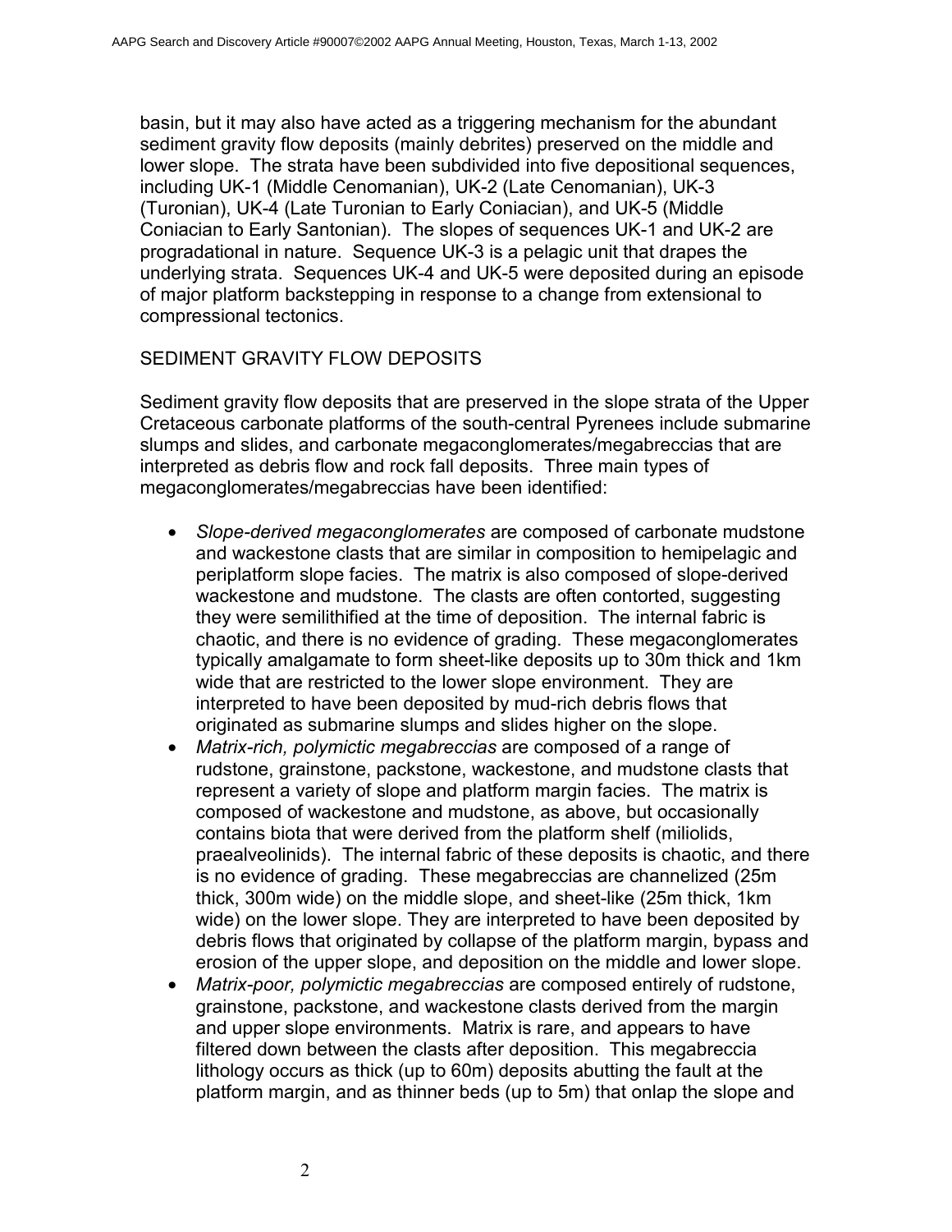basin, but it may also have acted as a triggering mechanism for the abundant sediment gravity flow deposits (mainly debrites) preserved on the middle and lower slope. The strata have been subdivided into five depositional sequences, including UK-1 (Middle Cenomanian), UK-2 (Late Cenomanian), UK-3 (Turonian), UK-4 (Late Turonian to Early Coniacian), and UK-5 (Middle Coniacian to Early Santonian). The slopes of sequences UK-1 and UK-2 are progradational in nature. Sequence UK-3 is a pelagic unit that drapes the underlying strata. Sequences UK-4 and UK-5 were deposited during an episode of major platform backstepping in response to a change from extensional to compressional tectonics.

## SEDIMENT GRAVITY FLOW DEPOSITS

Sediment gravity flow deposits that are preserved in the slope strata of the Upper Cretaceous carbonate platforms of the south-central Pyrenees include submarine slumps and slides, and carbonate megaconglomerates/megabreccias that are interpreted as debris flow and rock fall deposits. Three main types of megaconglomerates/megabreccias have been identified:

- *Slope-derived megaconglomerates* are composed of carbonate mudstone and wackestone clasts that are similar in composition to hemipelagic and periplatform slope facies. The matrix is also composed of slope-derived wackestone and mudstone. The clasts are often contorted, suggesting they were semilithified at the time of deposition. The internal fabric is chaotic, and there is no evidence of grading. These megaconglomerates typically amalgamate to form sheet-like deposits up to 30m thick and 1km wide that are restricted to the lower slope environment. They are interpreted to have been deposited by mud-rich debris flows that originated as submarine slumps and slides higher on the slope.
- *Matrix-rich, polymictic megabreccias* are composed of a range of rudstone, grainstone, packstone, wackestone, and mudstone clasts that represent a variety of slope and platform margin facies. The matrix is composed of wackestone and mudstone, as above, but occasionally contains biota that were derived from the platform shelf (miliolids, praealveolinids). The internal fabric of these deposits is chaotic, and there is no evidence of grading. These megabreccias are channelized (25m thick, 300m wide) on the middle slope, and sheet-like (25m thick, 1km wide) on the lower slope. They are interpreted to have been deposited by debris flows that originated by collapse of the platform margin, bypass and erosion of the upper slope, and deposition on the middle and lower slope.
- *Matrix-poor, polymictic megabreccias* are composed entirely of rudstone, grainstone, packstone, and wackestone clasts derived from the margin and upper slope environments. Matrix is rare, and appears to have filtered down between the clasts after deposition. This megabreccia lithology occurs as thick (up to 60m) deposits abutting the fault at the platform margin, and as thinner beds (up to 5m) that onlap the slope and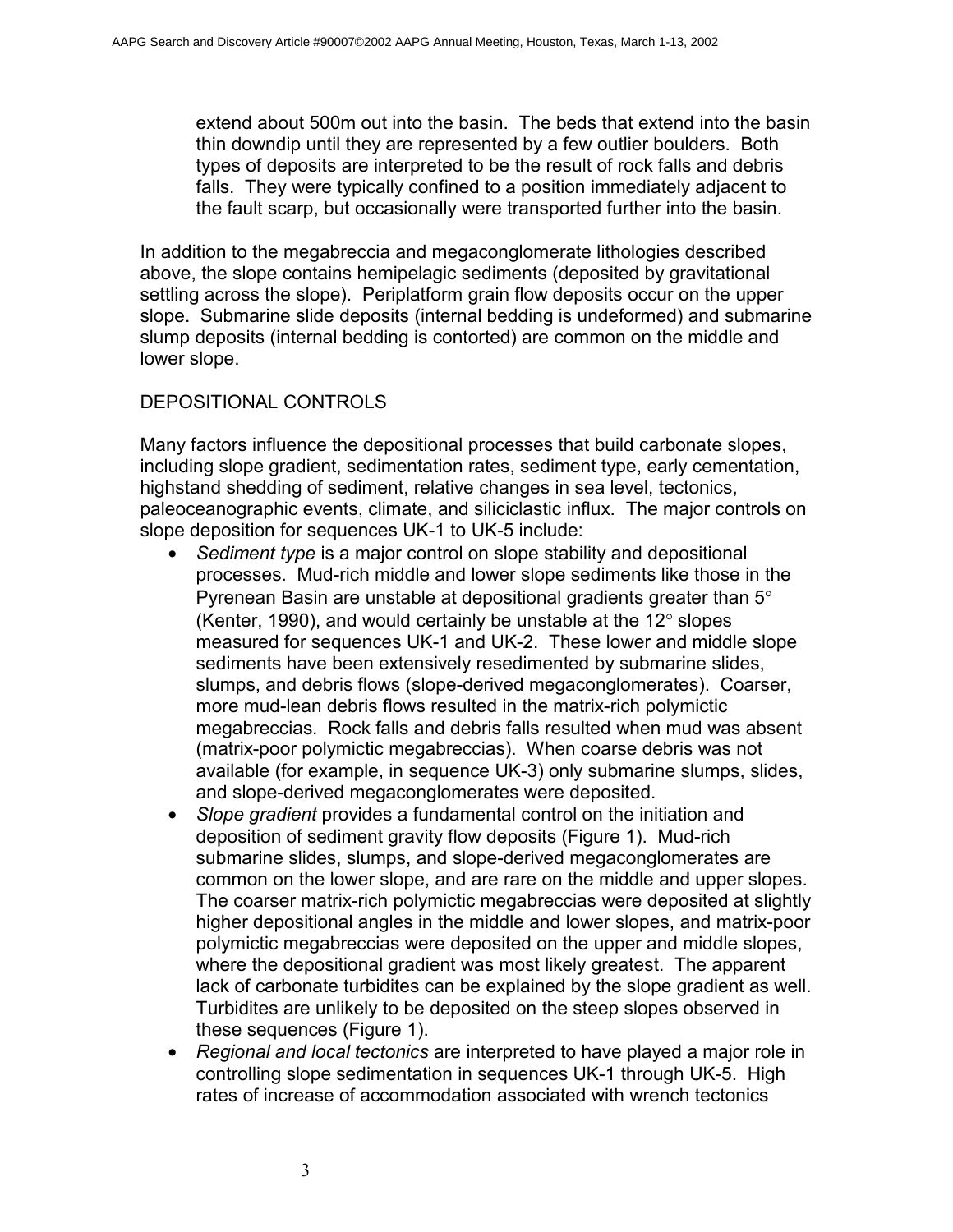extend about 500m out into the basin. The beds that extend into the basin thin downdip until they are represented by a few outlier boulders. Both types of deposits are interpreted to be the result of rock falls and debris falls. They were typically confined to a position immediately adjacent to the fault scarp, but occasionally were transported further into the basin.

In addition to the megabreccia and megaconglomerate lithologies described above, the slope contains hemipelagic sediments (deposited by gravitational settling across the slope). Periplatform grain flow deposits occur on the upper slope. Submarine slide deposits (internal bedding is undeformed) and submarine slump deposits (internal bedding is contorted) are common on the middle and lower slope.

## DEPOSITIONAL CONTROLS

Many factors influence the depositional processes that build carbonate slopes, including slope gradient, sedimentation rates, sediment type, early cementation, highstand shedding of sediment, relative changes in sea level, tectonics, paleoceanographic events, climate, and siliciclastic influx. The major controls on slope deposition for sequences UK-1 to UK-5 include:

- *Sediment type* is a major control on slope stability and depositional processes. Mud-rich middle and lower slope sediments like those in the Pyrenean Basin are unstable at depositional gradients greater than 5° (Kenter, 1990), and would certainly be unstable at the 12° slopes measured for sequences UK-1 and UK-2. These lower and middle slope sediments have been extensively resedimented by submarine slides, slumps, and debris flows (slope-derived megaconglomerates). Coarser, more mud-lean debris flows resulted in the matrix-rich polymictic megabreccias. Rock falls and debris falls resulted when mud was absent (matrix-poor polymictic megabreccias). When coarse debris was not available (for example, in sequence UK-3) only submarine slumps, slides, and slope-derived megaconglomerates were deposited.
- *Slope gradient* provides a fundamental control on the initiation and deposition of sediment gravity flow deposits (Figure 1). Mud-rich submarine slides, slumps, and slope-derived megaconglomerates are common on the lower slope, and are rare on the middle and upper slopes. The coarser matrix-rich polymictic megabreccias were deposited at slightly higher depositional angles in the middle and lower slopes, and matrix-poor polymictic megabreccias were deposited on the upper and middle slopes, where the depositional gradient was most likely greatest. The apparent lack of carbonate turbidites can be explained by the slope gradient as well. Turbidites are unlikely to be deposited on the steep slopes observed in these sequences (Figure 1).
- *Regional and local tectonics* are interpreted to have played a major role in controlling slope sedimentation in sequences UK-1 through UK-5. High rates of increase of accommodation associated with wrench tectonics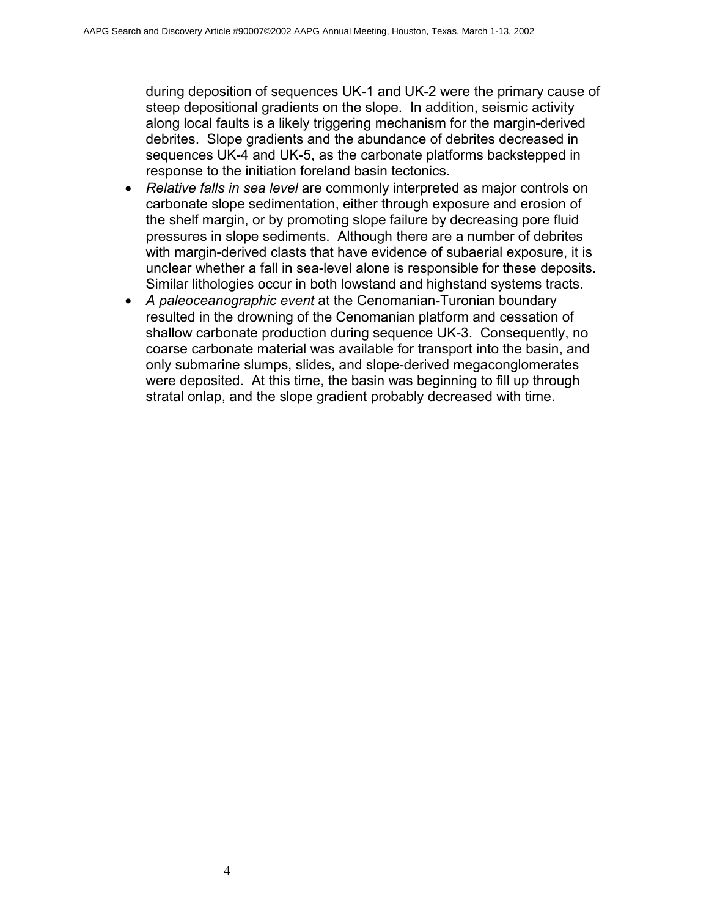during deposition of sequences UK-1 and UK-2 were the primary cause of steep depositional gradients on the slope. In addition, seismic activity along local faults is a likely triggering mechanism for the margin-derived debrites. Slope gradients and the abundance of debrites decreased in sequences UK-4 and UK-5, as the carbonate platforms backstepped in response to the initiation foreland basin tectonics.

- *Relative falls in sea level* are commonly interpreted as major controls on carbonate slope sedimentation, either through exposure and erosion of the shelf margin, or by promoting slope failure by decreasing pore fluid pressures in slope sediments. Although there are a number of debrites with margin-derived clasts that have evidence of subaerial exposure, it is unclear whether a fall in sea-level alone is responsible for these deposits. Similar lithologies occur in both lowstand and highstand systems tracts.
- *A paleoceanographic event* at the Cenomanian-Turonian boundary resulted in the drowning of the Cenomanian platform and cessation of shallow carbonate production during sequence UK-3. Consequently, no coarse carbonate material was available for transport into the basin, and only submarine slumps, slides, and slope-derived megaconglomerates were deposited. At this time, the basin was beginning to fill up through stratal onlap, and the slope gradient probably decreased with time.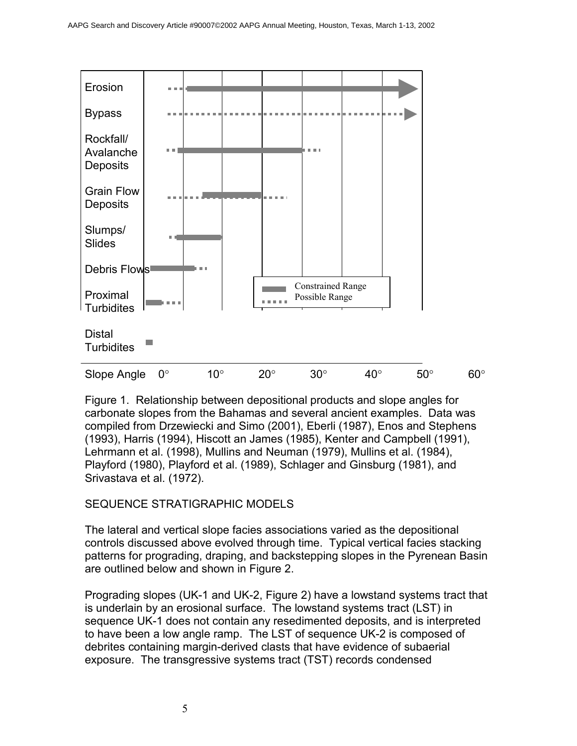Figure 1. Relationship between depositional products and slope angles for carbonate slopes from the Bahamas and several ancient examples. Data was compiled from Drzewiecki and Simo (2001), Eberli (1987), Enos and Stephens (1993), Harris (1994), Hiscott an James (1985), Kenter and Campbell (1991), Lehrmann et al. (1998), Mullins and Neuman (1979), Mullins et al. (1984), Playford (1980), Playford et al. (1989), Schlager and Ginsburg (1981), and Srivastava et al. (1972).

SEQUENCE STRATIGRAPHIC MODELS

The lateral and vertical slope facies associations varied as the depositional controls discussed above evolved through time. Typical vertical facies stacking patterns for prograding, draping, and backstepping slopes in the Pyrenean Basin are outlined below and shown in Figure 2.

Prograding slopes (UK-1 and UK-2, Figure 2) have a lowstand systems tract that is underlain by an erosional surface. The lowstand systems tract (LST) in sequence UK-1 does not contain any resedimented deposits, and is interpreted to have been a low angle ramp. The LST of sequence UK-2 is composed of debrites containing margin-derived clasts that have evidence of subaerial exposure. The transgressive systems tract (TST) records condensed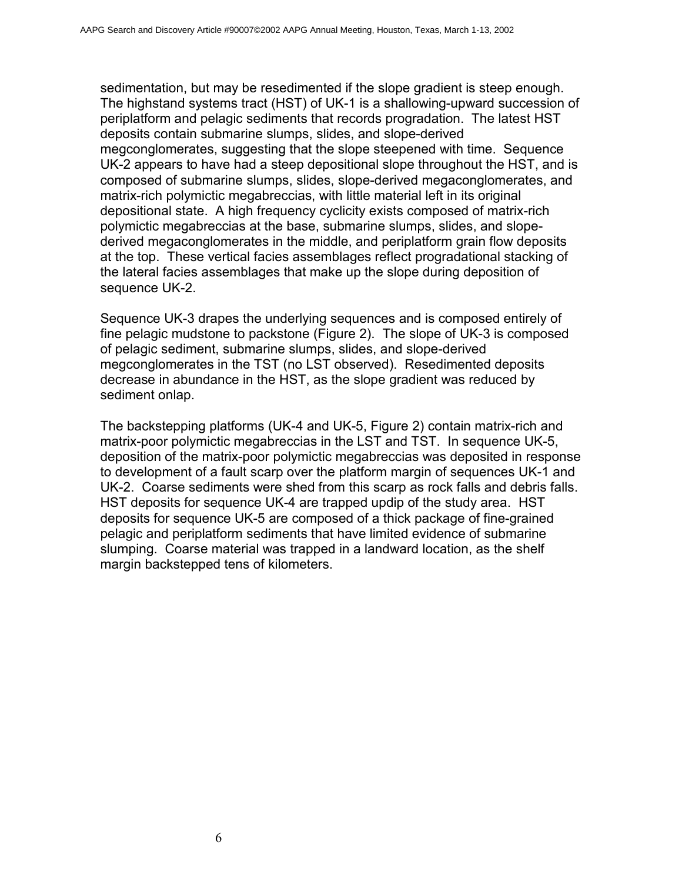sedimentation, but may be resedimented if the slope gradient is steep enough. The highstand systems tract (HST) of UK-1 is a shallowing-upward succession of periplatform and pelagic sediments that records progradation. The latest HST deposits contain submarine slumps, slides, and slope-derived megconglomerates, suggesting that the slope steepened with time. Sequence UK-2 appears to have had a steep depositional slope throughout the HST, and is composed of submarine slumps, slides, slope-derived megaconglomerates, and matrix-rich polymictic megabreccias, with little material left in its original depositional state. A high frequency cyclicity exists composed of matrix-rich polymictic megabreccias at the base, submarine slumps, slides, and slope-derived megaconglomerates in the middle, and periplatform grain flow deposits at the top. These vertical facies assemblages reflect progradational stacking of the lateral facies assemblages that make up the slope during deposition of sequence UK-2.

Sequence UK-3 drapes the underlying sequences and is composed entirely of fine pelagic mudstone to packstone (Figure 2). The slope of UK-3 is composed of pelagic sediment, submarine slumps, slides, and slope-derived megconglomerates in the TST (no LST observed). Resedimented deposits decrease in abundance in the HST, as the slope gradient was reduced by sediment onlap.

The backstepping platforms (UK-4 and UK-5, Figure 2) contain matrix-rich and matrix-poor polymictic megabreccias in the LST and TST. In sequence UK-5, deposition of the matrix-poor polymictic megabreccias was deposited in response to development of a fault scarp over the platform margin of sequences UK-1 and UK-2. Coarse sediments were shed from this scarp as rock falls and debris falls. HST deposits for sequence UK-4 are trapped updip of the study area. HST deposits for sequence UK-5 are composed of a thick package of fine-grained pelagic and periplatform sediments that have limited evidence of submarine slumping. Coarse material was trapped in a landward location, as the shelf margin backstepped tens of kilometers.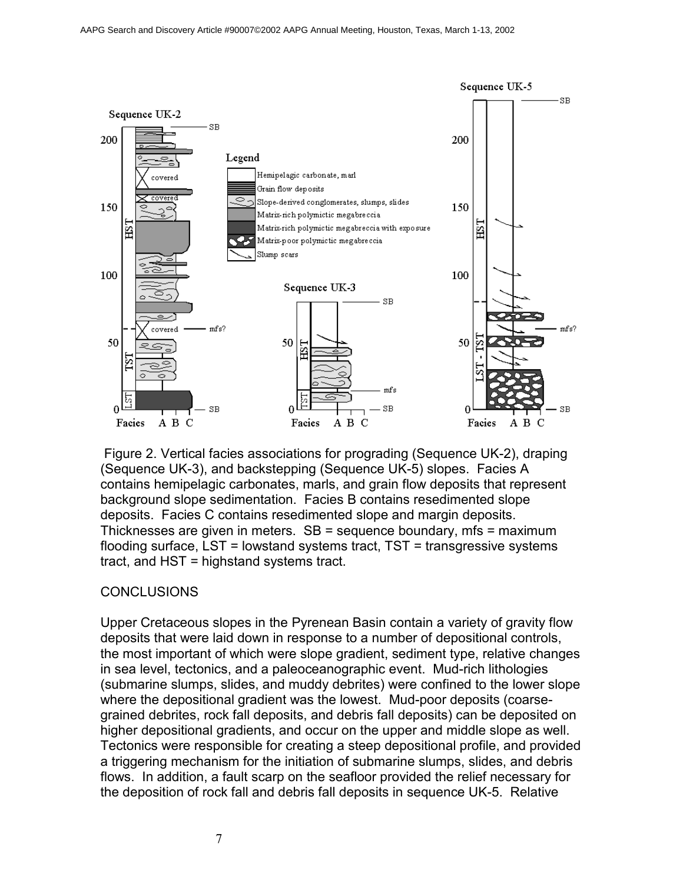Figure 2. Vertical facies associations for prograding (Sequence UK-2), draping (Sequence UK-3), and backstepping (Sequence UK-5) slopes. Facies A contains hemipelagic carbonates, marls, and grain flow deposits that represent background slope sedimentation. Facies B contains resedimented slope deposits. Facies C contains resedimented slope and margin deposits. Thicknesses are given in meters. SB = sequence boundary, mfs = maximum flooding surface, LST = lowstand systems tract, TST = transgressive systems tract, and HST = highstand systems tract.

## CONCLUSIONS

Upper Cretaceous slopes in the Pyrenean Basin contain a variety of gravity flow deposits that were laid down in response to a number of depositional controls, the most important of which were slope gradient, sediment type, relative changes in sea level, tectonics, and a paleoceanographic event. Mud-rich lithologies (submarine slumps, slides, and muddy debrites) were confined to the lower slope where the depositional gradient was the lowest. Mud-poor deposits (coarse-grained debrites, rock fall deposits, and debris fall deposits) can be deposited on higher depositional gradients, and occur on the upper and middle slope as well. Tectonics were responsible for creating a steep depositional profile, and provided a triggering mechanism for the initiation of submarine slumps, slides, and debris flows. In addition, a fault scarp on the seafloor provided the relief necessary for the deposition of rock fall and debris fall deposits in sequence UK-5. Relative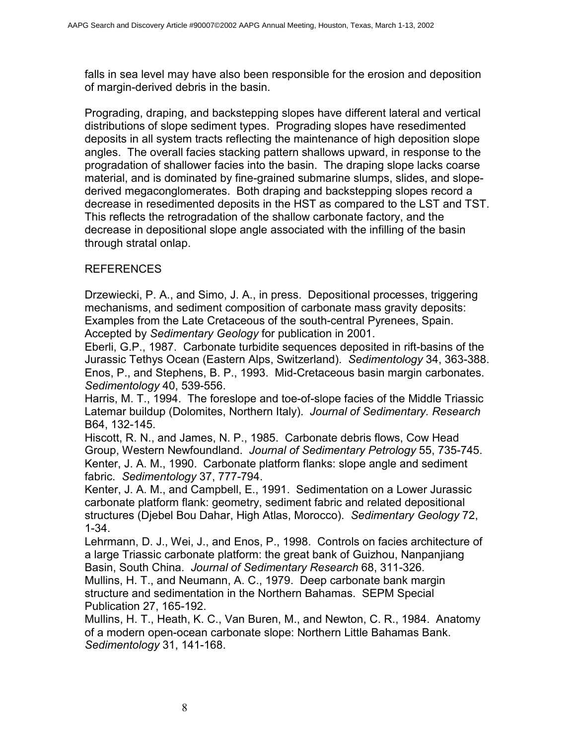falls in sea level may have also been responsible for the erosion and deposition of margin-derived debris in the basin.

Prograding, draping, and backstepping slopes have different lateral and vertical distributions of slope sediment types. Prograding slopes have resedimented deposits in all system tracts reflecting the maintenance of high deposition slope angles. The overall facies stacking pattern shallows upward, in response to the progradation of shallower facies into the basin. The draping slope lacks coarse material, and is dominated by fine-grained submarine slumps, slides, and slope-derived megaconglomerates. Both draping and backstepping slopes record a decrease in resedimented deposits in the HST as compared to the LST and TST. This reflects the retrogradation of the shallow carbonate factory, and the decrease in depositional slope angle associated with the infilling of the basin through stratal onlap.

## REFERENCES

Drzewiecki, P. A., and Simo, J. A., in press. Depositional processes, triggering mechanisms, and sediment composition of carbonate mass gravity deposits: Examples from the Late Cretaceous of the south-central Pyrenees, Spain. Accepted by *Sedimentary Geology* for publication in 2001.

Eberli, G.P., 1987. Carbonate turbidite sequences deposited in rift-basins of the Jurassic Tethys Ocean (Eastern Alps, Switzerland). *Sedimentology* 34, 363-388.

Enos, P., and Stephens, B. P., 1993. Mid-Cretaceous basin margin carbonates. *Sedimentology* 40, 539-556.

Harris, M. T., 1994. The foreslope and toe-of-slope facies of the Middle Triassic Latemar buildup (Dolomites, Northern Italy). *Journal of Sedimentary. Research* B64, 132-145.

Hiscott, R. N., and James, N. P., 1985. Carbonate debris flows, Cow Head Group, Western Newfoundland. *Journal of Sedimentary Petrology* 55, 735-745.

Kenter, J. A. M., 1990. Carbonate platform flanks: slope angle and sediment fabric. *Sedimentology* 37, 777-794.

Kenter, J. A. M., and Campbell, E., 1991. Sedimentation on a Lower Jurassic carbonate platform flank: geometry, sediment fabric and related depositional structures (Djebel Bou Dahar, High Atlas, Morocco). *Sedimentary Geology* 72, 1-34.

Lehrmann, D. J., Wei, J., and Enos, P., 1998. Controls on facies architecture of a large Triassic carbonate platform: the great bank of Guizhou, Nanpanjiang Basin, South China. *Journal of Sedimentary Research* 68, 311-326.

Mullins, H. T., and Neumann, A. C., 1979. Deep carbonate bank margin structure and sedimentation in the Northern Bahamas. SEPM Special Publication 27, 165-192.

Mullins, H. T., Heath, K. C., Van Buren, M., and Newton, C. R., 1984. Anatomy of a modern open-ocean carbonate slope: Northern Little Bahamas Bank. *Sedimentology* 31, 141-168.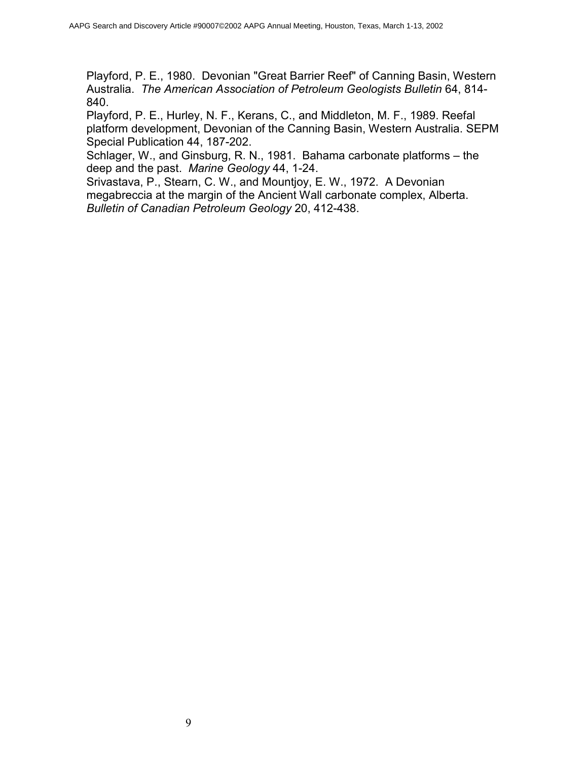Playford, P. E., 1980. Devonian "Great Barrier Reef" of Canning Basin, Western Australia. *The American Association of Petroleum Geologists Bulletin* 64, 814-840.

Playford, P. E., Hurley, N. F., Kerans, C., and Middleton, M. F., 1989. Reefal platform development, Devonian of the Canning Basin, Western Australia. SEPM Special Publication 44, 187-202.

Schlager, W., and Ginsburg, R. N., 1981. Bahama carbonate platforms – the deep and the past. *Marine Geology* 44, 1-24.

Srivastava, P., Stearn, C. W., and Mountjoy, E. W., 1972. A Devonian megabreccia at the margin of the Ancient Wall carbonate complex, Alberta. *Bulletin of Canadian Petroleum Geology* 20, 412-438.